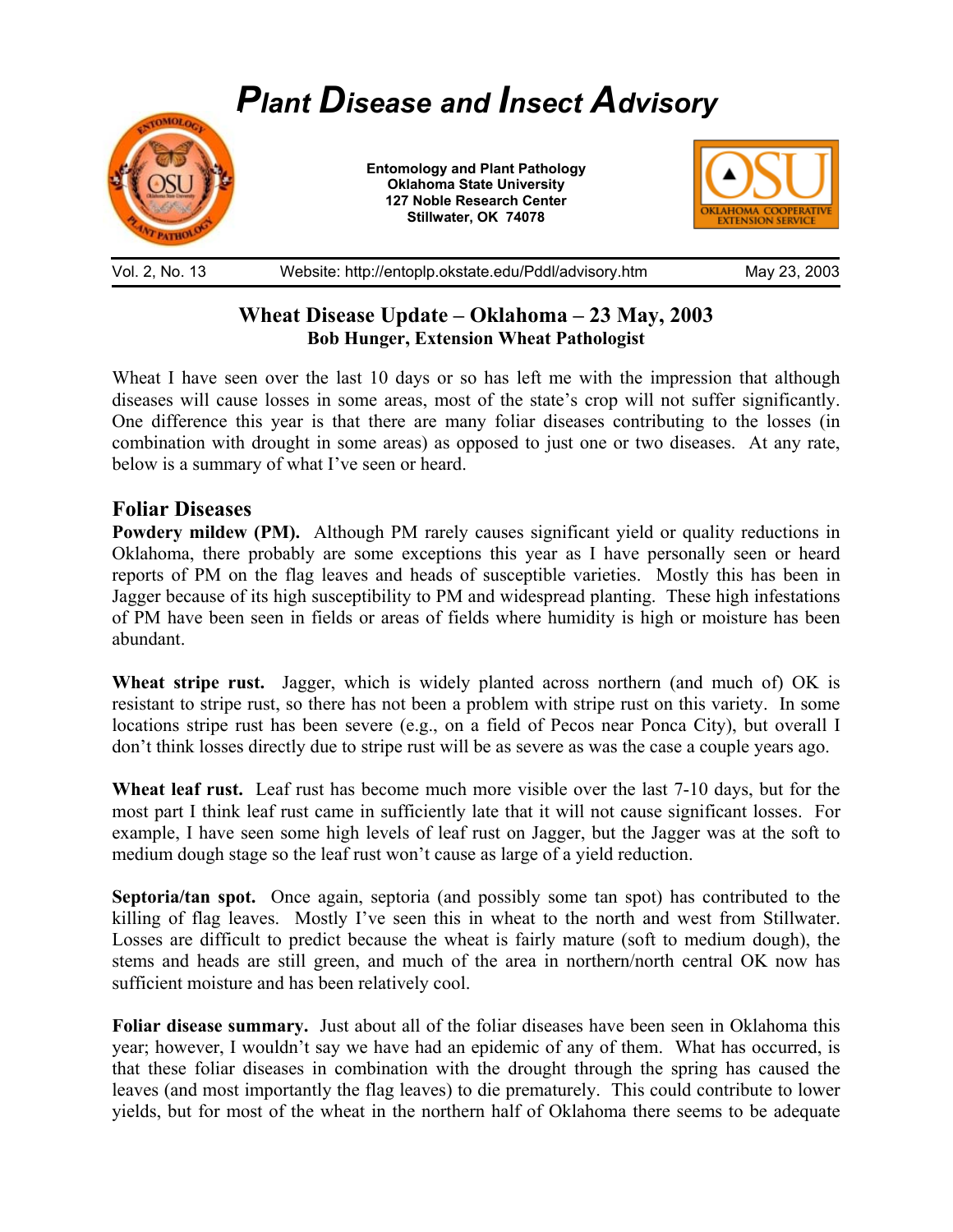# *Plant Disease and Insect Advisory*

**Entomology and Plant Pathology**
**Oklahoma State University**
**127 Noble Research Center**
**Stillwater, OK 74078**

Vol. 2, No. 13 | Website: http://entoplp.okstate.edu/Pddl/advisory.htm | May 23, 2003

## Wheat Disease Update – Oklahoma – 23 May, 2003

**Bob Hunger, Extension Wheat Pathologist**

Wheat I have seen over the last 10 days or so has left me with the impression that although diseases will cause losses in some areas, most of the state's crop will not suffer significantly. One difference this year is that there are many foliar diseases contributing to the losses (in combination with drought in some areas) as opposed to just one or two diseases. At any rate, below is a summary of what I've seen or heard.

### Foliar Diseases

**Powdery mildew (PM).** Although PM rarely causes significant yield or quality reductions in Oklahoma, there probably are some exceptions this year as I have personally seen or heard reports of PM on the flag leaves and heads of susceptible varieties. Mostly this has been in Jagger because of its high susceptibility to PM and widespread planting. These high infestations of PM have been seen in fields or areas of fields where humidity is high or moisture has been abundant.

**Wheat stripe rust.** Jagger, which is widely planted across northern (and much of) OK is resistant to stripe rust, so there has not been a problem with stripe rust on this variety. In some locations stripe rust has been severe (e.g., on a field of Pecos near Ponca City), but overall I don't think losses directly due to stripe rust will be as severe as was the case a couple years ago.

**Wheat leaf rust.** Leaf rust has become much more visible over the last 7-10 days, but for the most part I think leaf rust came in sufficiently late that it will not cause significant losses. For example, I have seen some high levels of leaf rust on Jagger, but the Jagger was at the soft to medium dough stage so the leaf rust won't cause as large of a yield reduction.

**Septoria/tan spot.** Once again, septoria (and possibly some tan spot) has contributed to the killing of flag leaves. Mostly I've seen this in wheat to the north and west from Stillwater. Losses are difficult to predict because the wheat is fairly mature (soft to medium dough), the stems and heads are still green, and much of the area in northern/north central OK now has sufficient moisture and has been relatively cool.

**Foliar disease summary.** Just about all of the foliar diseases have been seen in Oklahoma this year; however, I wouldn't say we have had an epidemic of any of them. What has occurred, is that these foliar diseases in combination with the drought through the spring has caused the leaves (and most importantly the flag leaves) to die prematurely. This could contribute to lower yields, but for most of the wheat in the northern half of Oklahoma there seems to be adequate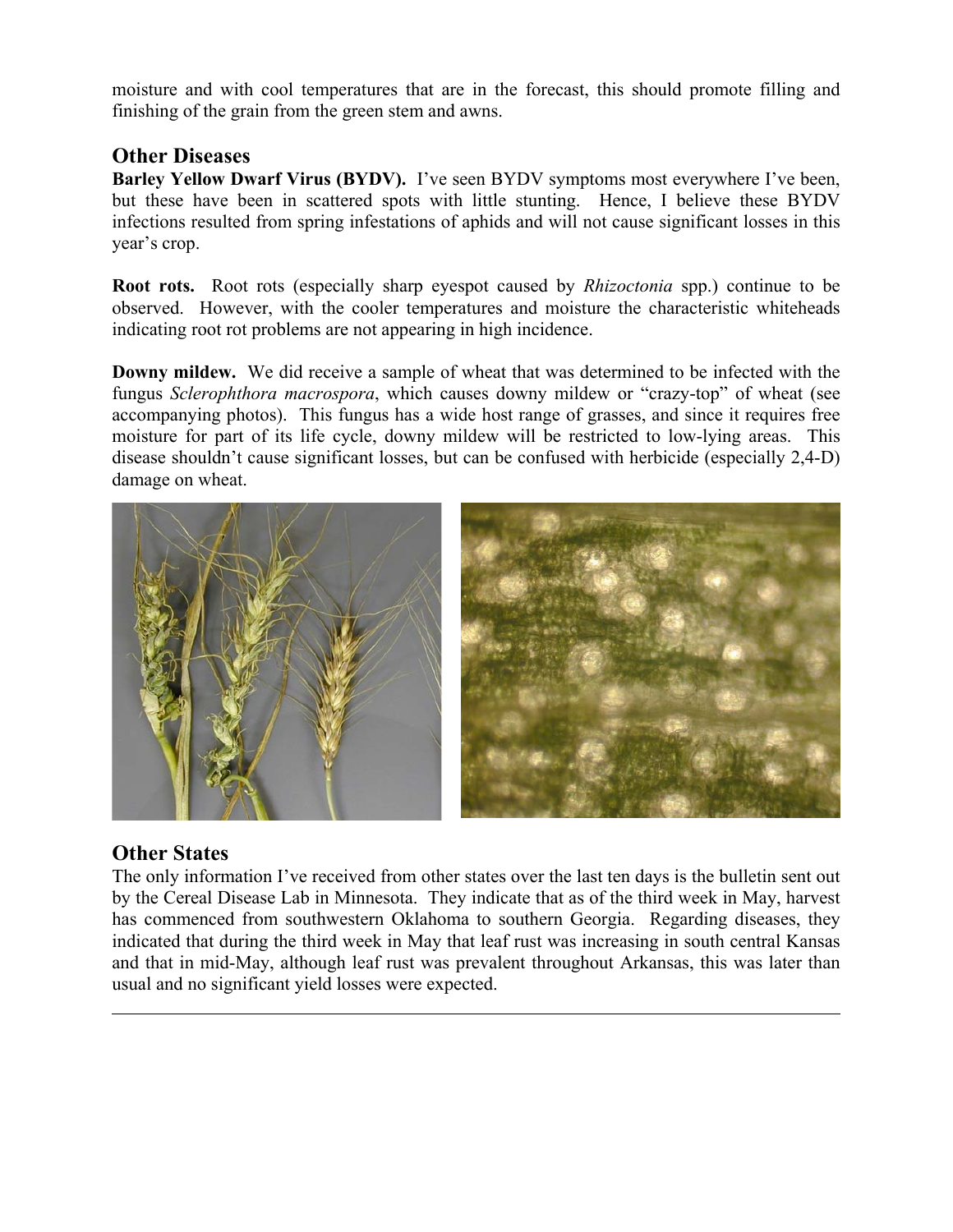moisture and with cool temperatures that are in the forecast, this should promote filling and finishing of the grain from the green stem and awns.

## Other Diseases

**Barley Yellow Dwarf Virus (BYDV).** I've seen BYDV symptoms most everywhere I've been, but these have been in scattered spots with little stunting. Hence, I believe these BYDV infections resulted from spring infestations of aphids and will not cause significant losses in this year's crop.

**Root rots.** Root rots (especially sharp eyespot caused by *Rhizoctonia* spp.) continue to be observed. However, with the cooler temperatures and moisture the characteristic whiteheads indicating root rot problems are not appearing in high incidence.

**Downy mildew.** We did receive a sample of wheat that was determined to be infected with the fungus *Sclerophthora macrospora*, which causes downy mildew or "crazy-top" of wheat (see accompanying photos). This fungus has a wide host range of grasses, and since it requires free moisture for part of its life cycle, downy mildew will be restricted to low-lying areas. This disease shouldn't cause significant losses, but can be confused with herbicide (especially 2,4-D) damage on wheat.

## Other States

The only information I've received from other states over the last ten days is the bulletin sent out by the Cereal Disease Lab in Minnesota. They indicate that as of the third week in May, harvest has commenced from southwestern Oklahoma to southern Georgia. Regarding diseases, they indicated that during the third week in May that leaf rust was increasing in south central Kansas and that in mid-May, although leaf rust was prevalent throughout Arkansas, this was later than usual and no significant yield losses were expected.

---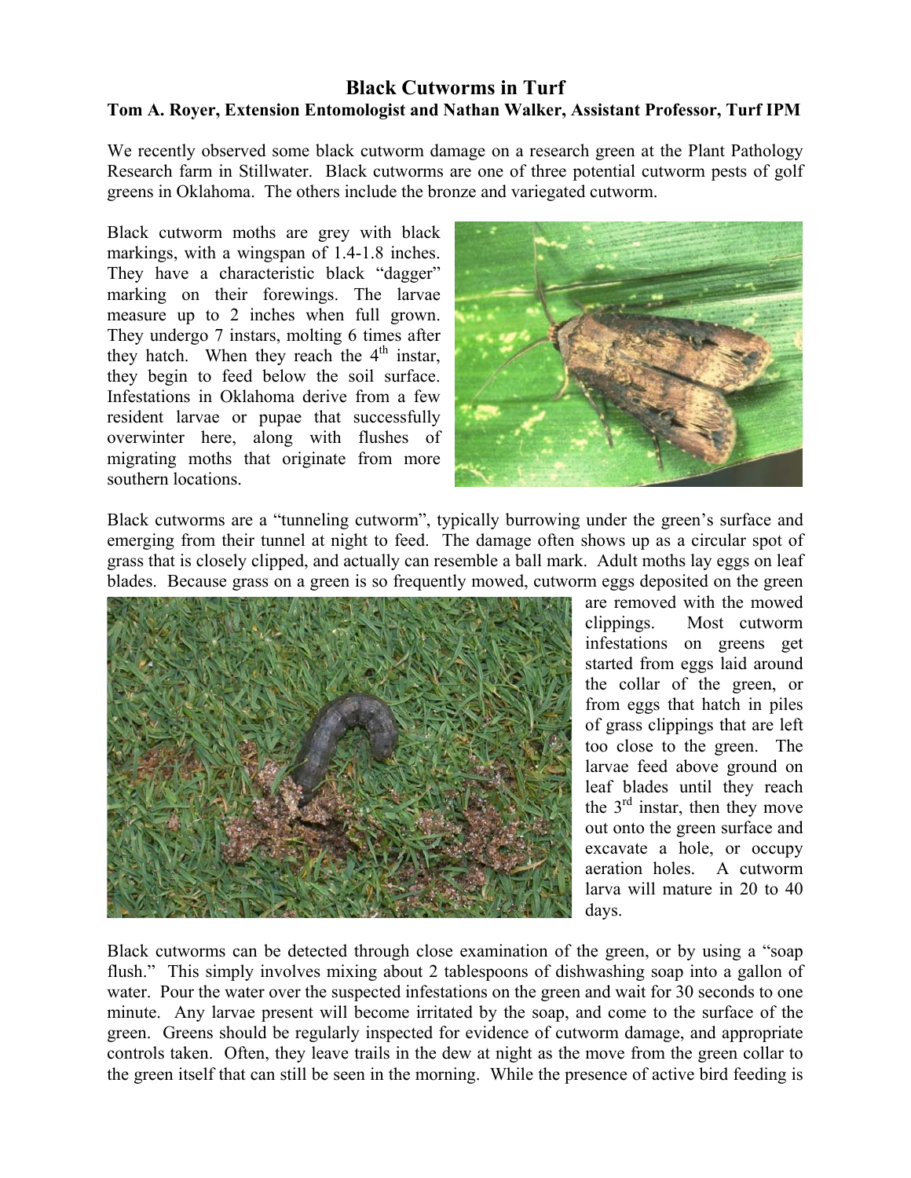# Black Cutworms in Turf

**Tom A. Royer, Extension Entomologist and Nathan Walker, Assistant Professor, Turf IPM**

We recently observed some black cutworm damage on a research green at the Plant Pathology Research farm in Stillwater. Black cutworms are one of three potential cutworm pests of golf greens in Oklahoma. The others include the bronze and variegated cutworm.

Black cutworm moths are grey with black markings, with a wingspan of 1.4-1.8 inches. They have a characteristic black "dagger" marking on their forewings. The larvae measure up to 2 inches when full grown. They undergo 7 instars, molting 6 times after they hatch. When they reach the 4th instar, they begin to feed below the soil surface. Infestations in Oklahoma derive from a few resident larvae or pupae that successfully overwinter here, along with flushes of migrating moths that originate from more southern locations.

Black cutworms are a "tunneling cutworm", typically burrowing under the green's surface and emerging from their tunnel at night to feed. The damage often shows up as a circular spot of grass that is closely clipped, and actually can resemble a ball mark. Adult moths lay eggs on leaf blades. Because grass on a green is so frequently mowed, cutworm eggs deposited on the green are removed with the mowed clippings. Most cutworm infestations on greens get started from eggs laid around the collar of the green, or from eggs that hatch in piles of grass clippings that are left too close to the green. The larvae feed above ground on leaf blades until they reach the 3rd instar, then they move out onto the green surface and excavate a hole, or occupy aeration holes. A cutworm larva will mature in 20 to 40 days.

Black cutworms can be detected through close examination of the green, or by using a "soap flush." This simply involves mixing about 2 tablespoons of dishwashing soap into a gallon of water. Pour the water over the suspected infestations on the green and wait for 30 seconds to one minute. Any larvae present will become irritated by the soap, and come to the surface of the green. Greens should be regularly inspected for evidence of cutworm damage, and appropriate controls taken. Often, they leave trails in the dew at night as the move from the green collar to the green itself that can still be seen in the morning. While the presence of active bird feeding is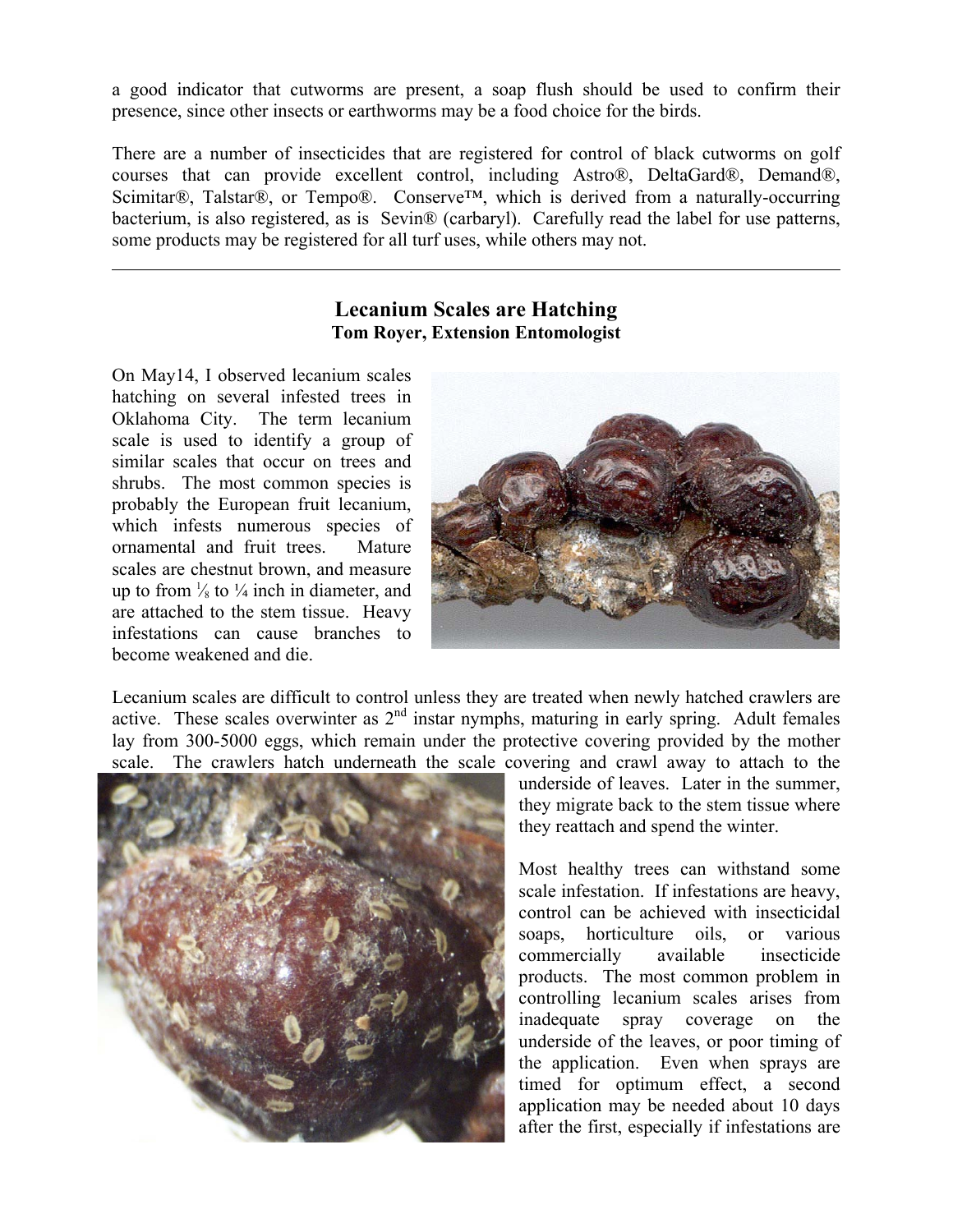a good indicator that cutworms are present, a soap flush should be used to confirm their presence, since other insects or earthworms may be a food choice for the birds.

There are a number of insecticides that are registered for control of black cutworms on golf courses that can provide excellent control, including Astro®, DeltaGard®, Demand®, Scimitar®, Talstar®, or Tempo®. Conserve™, which is derived from a naturally-occurring bacterium, is also registered, as is Sevin® (carbaryl). Carefully read the label for use patterns, some products may be registered for all turf uses, while others may not.

---

## Lecanium Scales are Hatching

**Tom Royer, Extension Entomologist**

On May14, I observed lecanium scales hatching on several infested trees in Oklahoma City. The term lecanium scale is used to identify a group of similar scales that occur on trees and shrubs. The most common species is probably the European fruit lecanium, which infests numerous species of ornamental and fruit trees. Mature scales are chestnut brown, and measure up to from ⅛ to ¼ inch in diameter, and are attached to the stem tissue. Heavy infestations can cause branches to become weakened and die.

Lecanium scales are difficult to control unless they are treated when newly hatched crawlers are active. These scales overwinter as $2^{nd}$ instar nymphs, maturing in early spring. Adult females lay from 300-5000 eggs, which remain under the protective covering provided by the mother scale. The crawlers hatch underneath the scale covering and crawl away to attach to the underside of leaves. Later in the summer, they migrate back to the stem tissue where they reattach and spend the winter.

Most healthy trees can withstand some scale infestation. If infestations are heavy, control can be achieved with insecticidal soaps, horticulture oils, or various commercially available insecticide products. The most common problem in controlling lecanium scales arises from inadequate spray coverage on the underside of the leaves, or poor timing of the application. Even when sprays are timed for optimum effect, a second application may be needed about 10 days after the first, especially if infestations are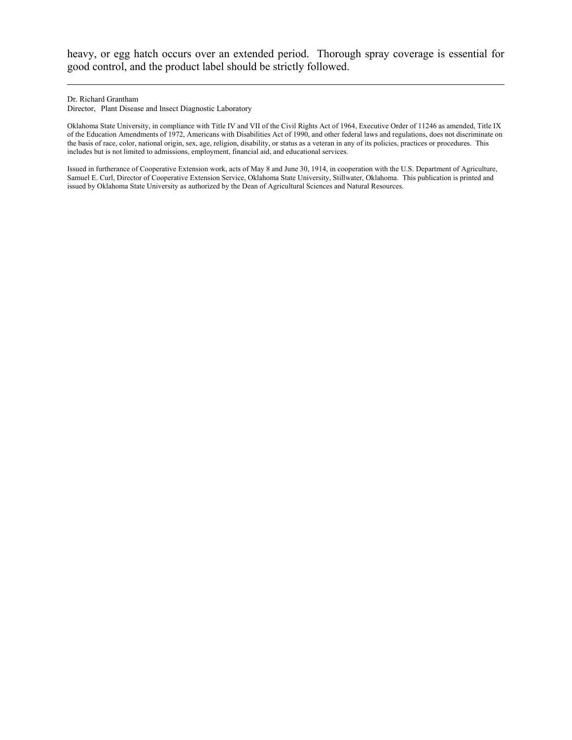heavy, or egg hatch occurs over an extended period. Thorough spray coverage is essential for good control, and the product label should be strictly followed.

---

Dr. Richard Grantham
Director, Plant Disease and Insect Diagnostic Laboratory

Oklahoma State University, in compliance with Title IV and VII of the Civil Rights Act of 1964, Executive Order of 11246 as amended, Title IX of the Education Amendments of 1972, Americans with Disabilities Act of 1990, and other federal laws and regulations, does not discriminate on the basis of race, color, national origin, sex, age, religion, disability, or status as a veteran in any of its policies, practices or procedures. This includes but is not limited to admissions, employment, financial aid, and educational services.

Issued in furtherance of Cooperative Extension work, acts of May 8 and June 30, 1914, in cooperation with the U.S. Department of Agriculture, Samuel E. Curl, Director of Cooperative Extension Service, Oklahoma State University, Stillwater, Oklahoma. This publication is printed and issued by Oklahoma State University as authorized by the Dean of Agricultural Sciences and Natural Resources.